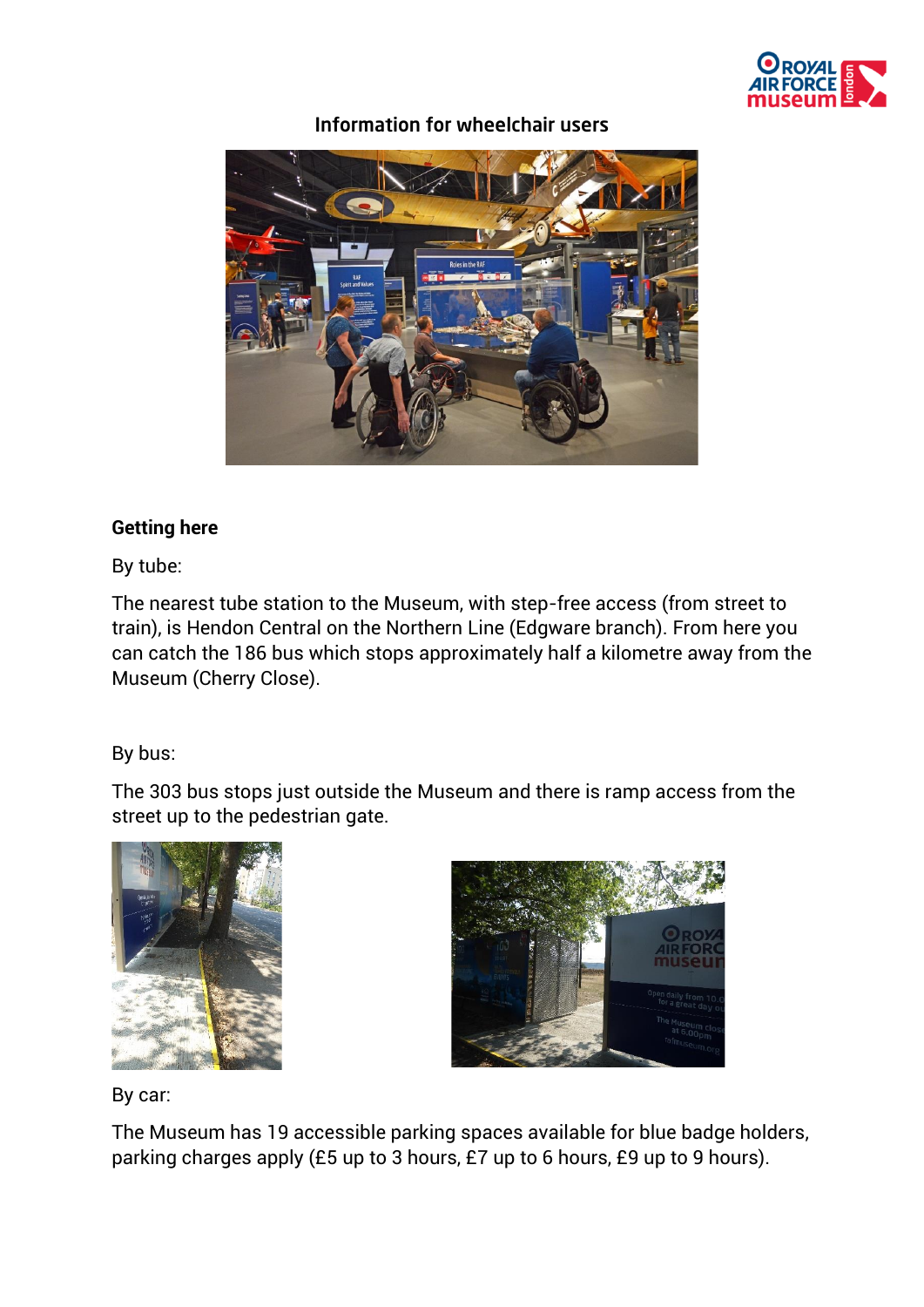## Information for wheelchair users

### Getting here

By tube:

The nearest tube station to the Museum, with step-free access (from street to train), is Hendon Central on the Northern Line (Edgware branch). From here you can catch the 186 bus which stops approximately half a kilometre away from the Museum (Cherry Close).

By bus:

The 303 bus stops just outside the Museum and there is ramp access from the street up to the pedestrian gate.

By car:

The Museum has 19 accessible parking spaces available for blue badge holders, parking charges apply (£5 up to 3 hours, £7 up to 6 hours, £9 up to 9 hours).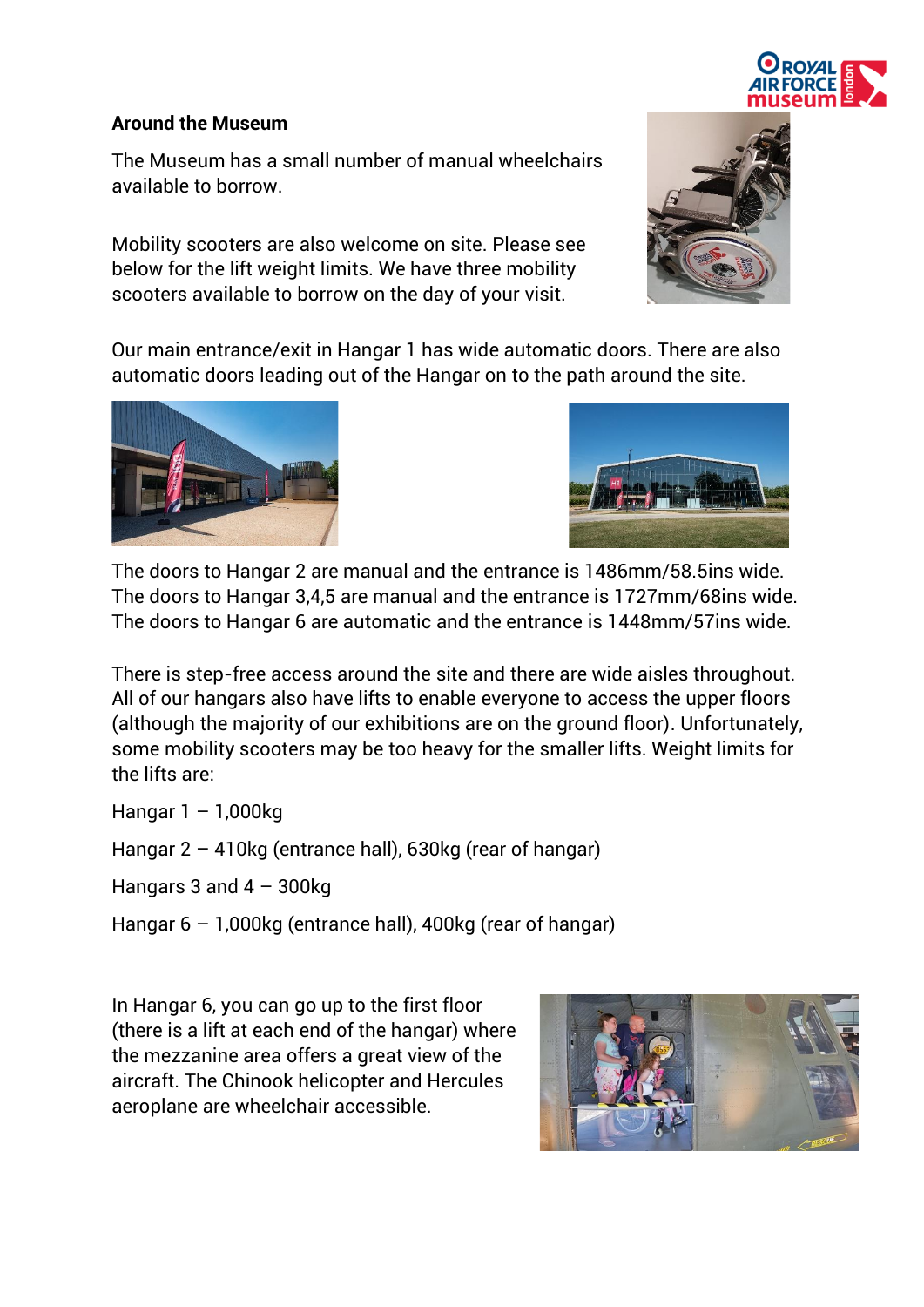**Around the Museum**

The Museum has a small number of manual wheelchairs available to borrow.

Mobility scooters are also welcome on site. Please see below for the lift weight limits. We have three mobility scooters available to borrow on the day of your visit.

Our main entrance/exit in Hangar 1 has wide automatic doors. There are also automatic doors leading out of the Hangar on to the path around the site.

The doors to Hangar 2 are manual and the entrance is 1486mm/58.5ins wide.
The doors to Hangar 3,4,5 are manual and the entrance is 1727mm/68ins wide.
The doors to Hangar 6 are automatic and the entrance is 1448mm/57ins wide.

There is step-free access around the site and there are wide aisles throughout. All of our hangars also have lifts to enable everyone to access the upper floors (although the majority of our exhibitions are on the ground floor). Unfortunately, some mobility scooters may be too heavy for the smaller lifts. Weight limits for the lifts are:

Hangar 1 – 1,000kg

Hangar 2 – 410kg (entrance hall), 630kg (rear of hangar)

Hangars 3 and 4 – 300kg

Hangar 6 – 1,000kg (entrance hall), 400kg (rear of hangar)

In Hangar 6, you can go up to the first floor (there is a lift at each end of the hangar) where the mezzanine area offers a great view of the aircraft. The Chinook helicopter and Hercules aeroplane are wheelchair accessible.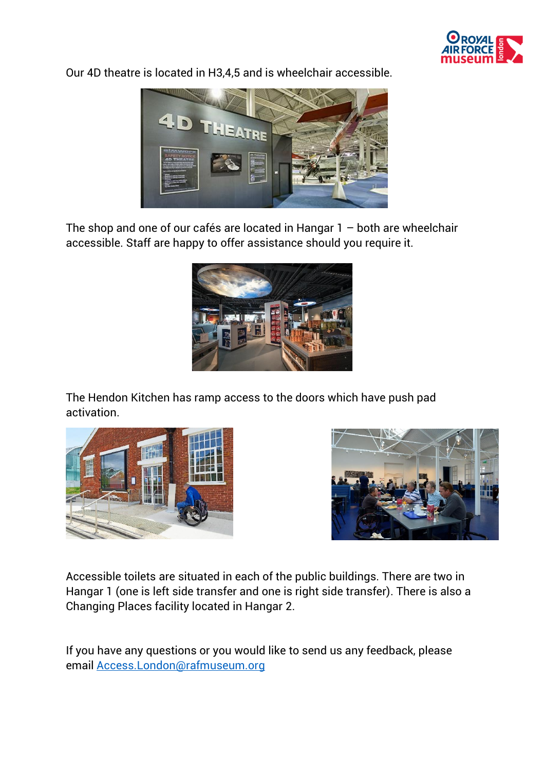Our 4D theatre is located in H3,4,5 and is wheelchair accessible.

The shop and one of our cafés are located in Hangar 1 – both are wheelchair accessible. Staff are happy to offer assistance should you require it.

The Hendon Kitchen has ramp access to the doors which have push pad activation.

Accessible toilets are situated in each of the public buildings. There are two in Hangar 1 (one is left side transfer and one is right side transfer). There is also a Changing Places facility located in Hangar 2.

If you have any questions or you would like to send us any feedback, please email [Access.London@rafmuseum.org](mailto:Access.London@rafmuseum.org)